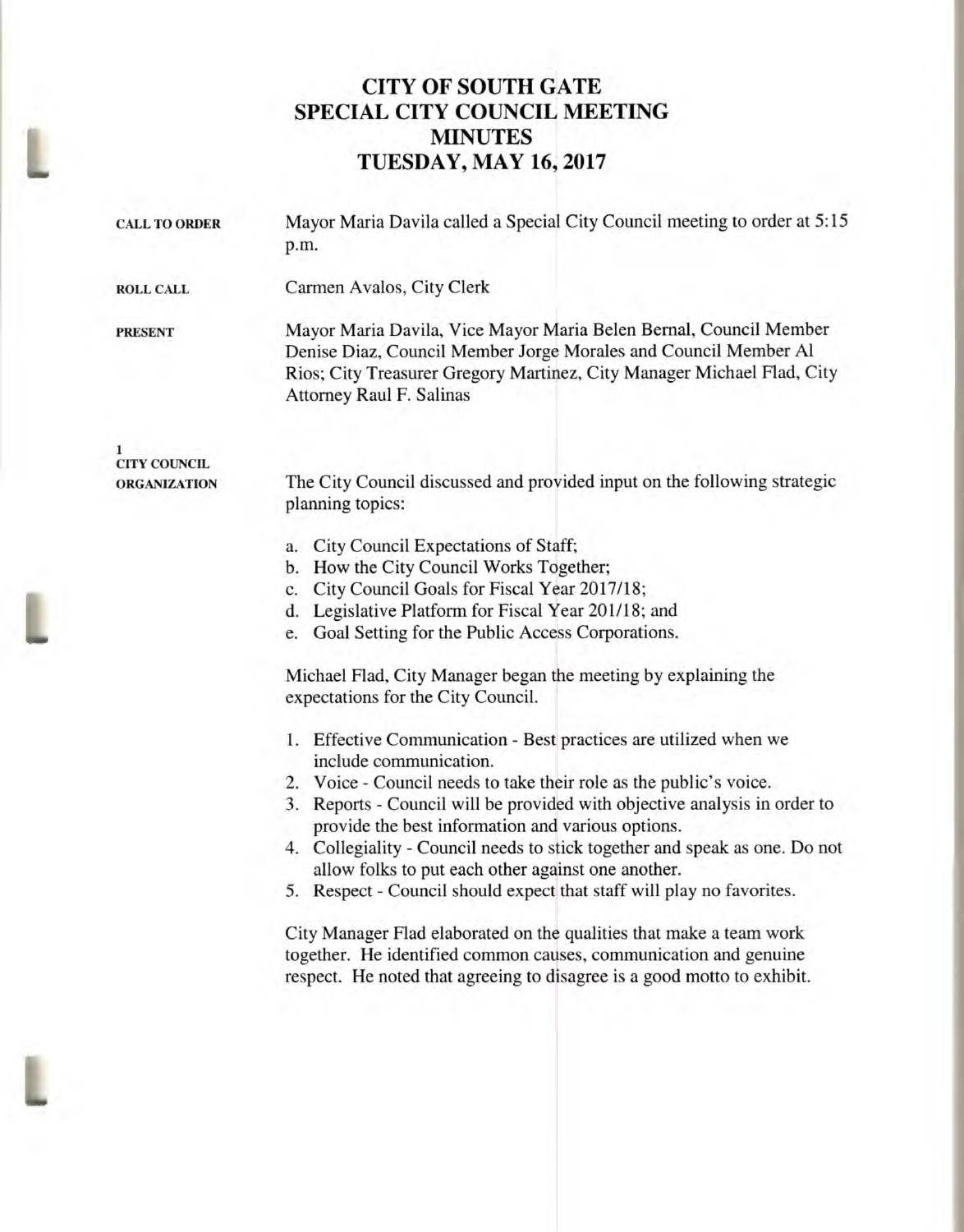# CITY OF SOUTH GATE
# SPECIAL CITY COUNCIL MEETING
# MINUTES
# TUESDAY, MAY 16, 2017

**CALL TO ORDER**

Mayor Maria Davila called a Special City Council meeting to order at 5:15 p.m.

**ROLL CALL**

Carmen Avalos, City Clerk

**PRESENT**

Mayor Maria Davila, Vice Mayor Maria Belen Bernal, Council Member Denise Diaz, Council Member Jorge Morales and Council Member Al Rios; City Treasurer Gregory Martinez, City Manager Michael Flad, City Attorney Raul F. Salinas

**1**
**CITY COUNCIL ORGANIZATION**

The City Council discussed and provided input on the following strategic planning topics:

a. City Council Expectations of Staff;
b. How the City Council Works Together;
c. City Council Goals for Fiscal Year 2017/18;
d. Legislative Platform for Fiscal Year 201/18; and
e. Goal Setting for the Public Access Corporations.

Michael Flad, City Manager began the meeting by explaining the expectations for the City Council.

1. Effective Communication - Best practices are utilized when we include communication.
2. Voice - Council needs to take their role as the public's voice.
3. Reports - Council will be provided with objective analysis in order to provide the best information and various options.
4. Collegiality - Council needs to stick together and speak as one. Do not allow folks to put each other against one another.
5. Respect - Council should expect that staff will play no favorites.

City Manager Flad elaborated on the qualities that make a team work together. He identified common causes, communication and genuine respect. He noted that agreeing to disagree is a good motto to exhibit.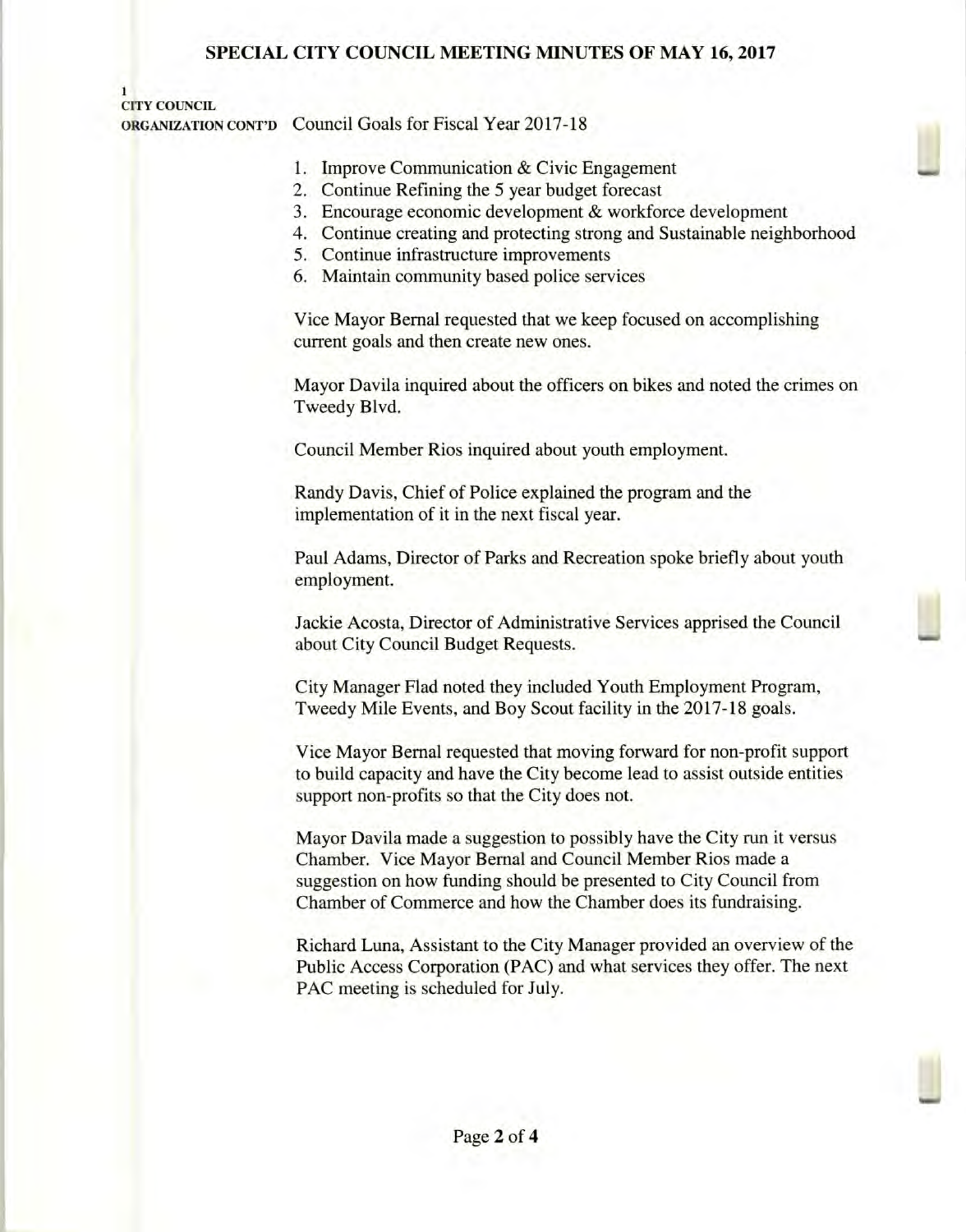1
**CITY COUNCIL ORGANIZATION CONT'D**

Council Goals for Fiscal Year 2017-18

1. Improve Communication & Civic Engagement
2. Continue Refining the 5 year budget forecast
3. Encourage economic development & workforce development
4. Continue creating and protecting strong and Sustainable neighborhood
5. Continue infrastructure improvements
6. Maintain community based police services

Vice Mayor Bernal requested that we keep focused on accomplishing current goals and then create new ones.

Mayor Davila inquired about the officers on bikes and noted the crimes on Tweedy Blvd.

Council Member Rios inquired about youth employment.

Randy Davis, Chief of Police explained the program and the implementation of it in the next fiscal year.

Paul Adams, Director of Parks and Recreation spoke briefly about youth employment.

Jackie Acosta, Director of Administrative Services apprised the Council about City Council Budget Requests.

City Manager Flad noted they included Youth Employment Program, Tweedy Mile Events, and Boy Scout facility in the 2017-18 goals.

Vice Mayor Bernal requested that moving forward for non-profit support to build capacity and have the City become lead to assist outside entities support non-profits so that the City does not.

Mayor Davila made a suggestion to possibly have the City run it versus Chamber. Vice Mayor Bernal and Council Member Rios made a suggestion on how funding should be presented to City Council from Chamber of Commerce and how the Chamber does its fundraising.

Richard Luna, Assistant to the City Manager provided an overview of the Public Access Corporation (PAC) and what services they offer. The next PAC meeting is scheduled for July.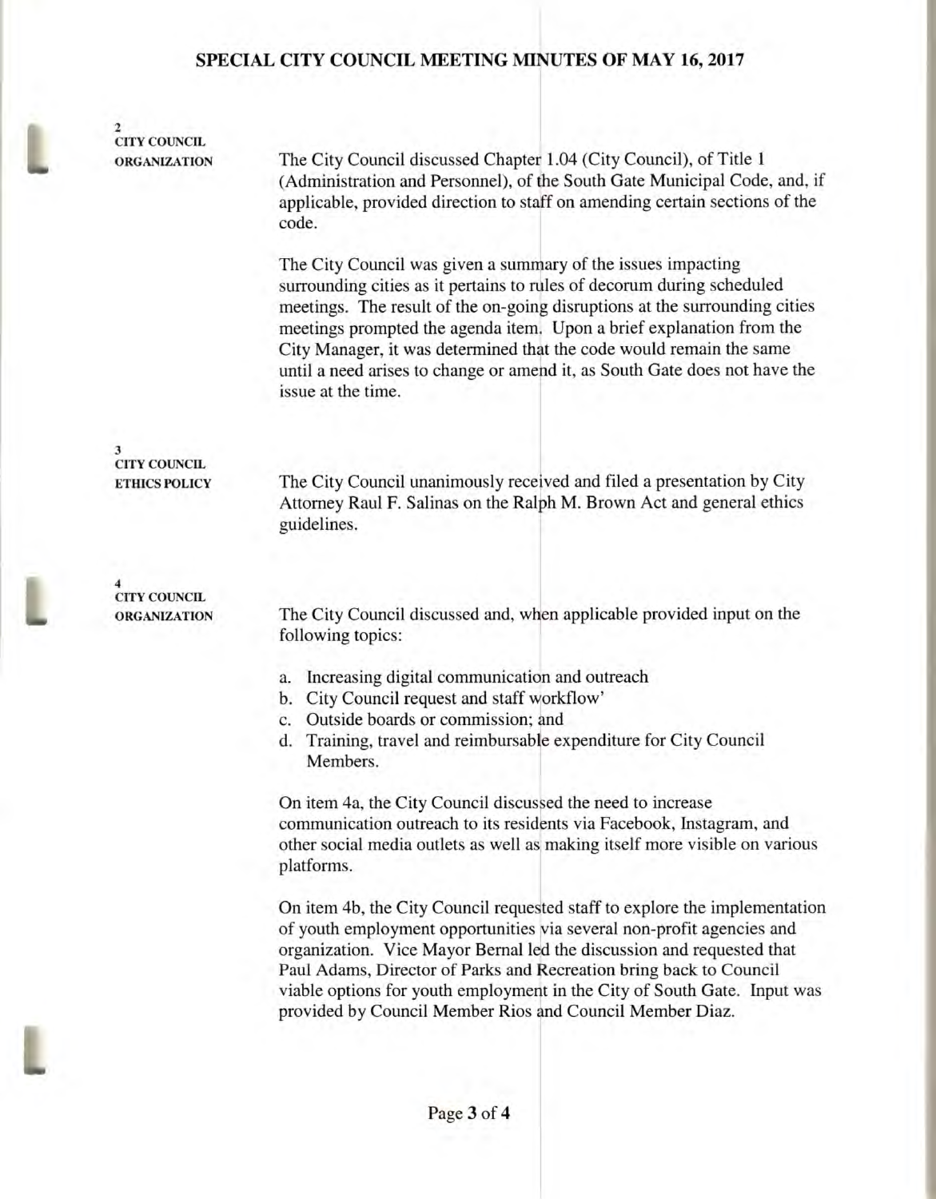**2**
**CITY COUNCIL ORGANIZATION**

The City Council discussed Chapter 1.04 (City Council), of Title 1 (Administration and Personnel), of the South Gate Municipal Code, and, if applicable, provided direction to staff on amending certain sections of the code.

The City Council was given a summary of the issues impacting surrounding cities as it pertains to rules of decorum during scheduled meetings. The result of the on-going disruptions at the surrounding cities meetings prompted the agenda item. Upon a brief explanation from the City Manager, it was determined that the code would remain the same until a need arises to change or amend it, as South Gate does not have the issue at the time.

**3**
**CITY COUNCIL ETHICS POLICY**

The City Council unanimously received and filed a presentation by City Attorney Raul F. Salinas on the Ralph M. Brown Act and general ethics guidelines.

**4**
**CITY COUNCIL ORGANIZATION**

The City Council discussed and, when applicable provided input on the following topics:

a. Increasing digital communication and outreach
b. City Council request and staff workflow'
c. Outside boards or commission; and
d. Training, travel and reimbursable expenditure for City Council Members.

On item 4a, the City Council discussed the need to increase communication outreach to its residents via Facebook, Instagram, and other social media outlets as well as making itself more visible on various platforms.

On item 4b, the City Council requested staff to explore the implementation of youth employment opportunities via several non-profit agencies and organization. Vice Mayor Bernal led the discussion and requested that Paul Adams, Director of Parks and Recreation bring back to Council viable options for youth employment in the City of South Gate. Input was provided by Council Member Rios and Council Member Diaz.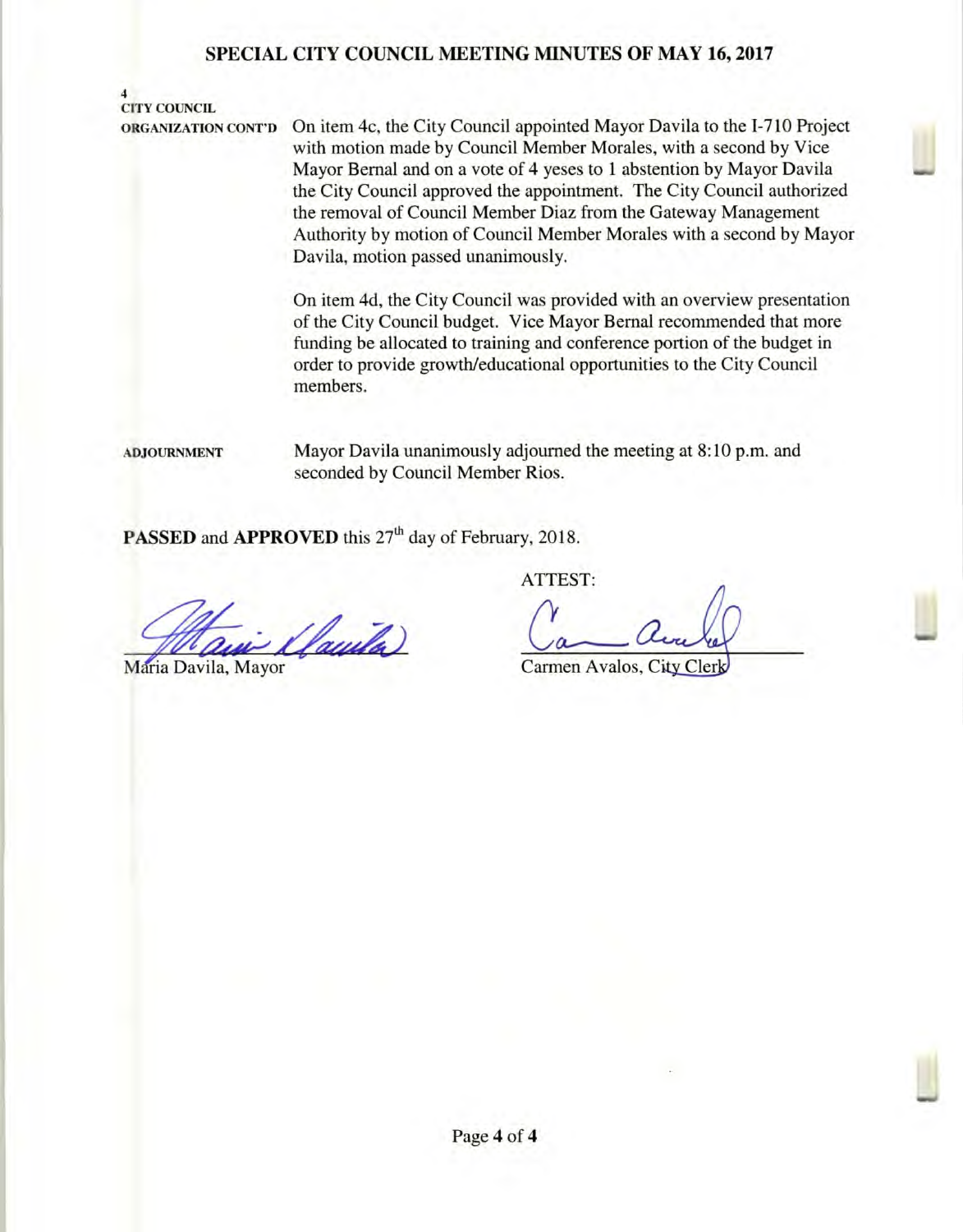**SPECIAL CITY COUNCIL MEETING MINUTES OF MAY 16, 2017**

**4**
**CITY COUNCIL ORGANIZATION CONT'D**

On item 4c, the City Council appointed Mayor Davila to the I-710 Project with motion made by Council Member Morales, with a second by Vice Mayor Bernal and on a vote of 4 yeses to 1 abstention by Mayor Davila the City Council approved the appointment. The City Council authorized the removal of Council Member Diaz from the Gateway Management Authority by motion of Council Member Morales with a second by Mayor Davila, motion passed unanimously.

On item 4d, the City Council was provided with an overview presentation of the City Council budget. Vice Mayor Bernal recommended that more funding be allocated to training and conference portion of the budget in order to provide growth/educational opportunities to the City Council members.

**ADJOURNMENT**

Mayor Davila unanimously adjourned the meeting at 8:10 p.m. and seconded by Council Member Rios.

**PASSED** and **APPROVED** this 27th day of February, 2018.

ATTEST:

María Davila, Mayor

Carmen Avalos, City Clerk